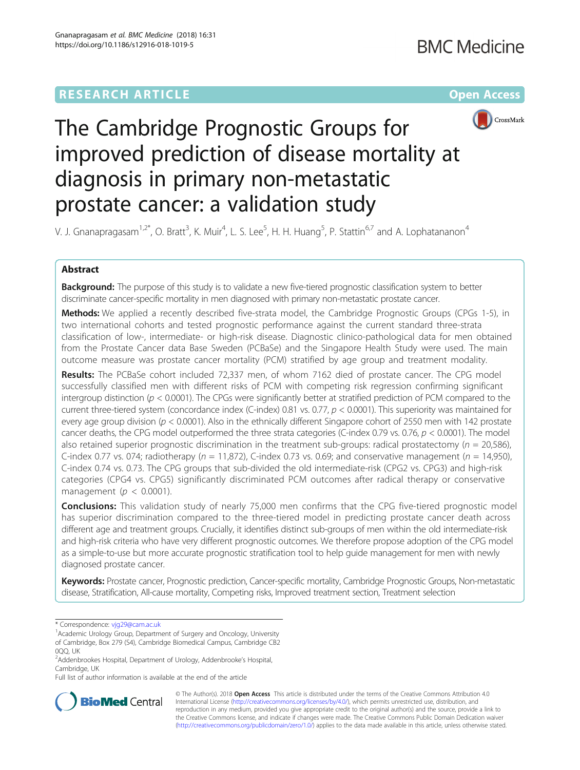RESEARCH ARTICLE

Open Access

# The Cambridge Prognostic Groups for improved prediction of disease mortality at diagnosis in primary non-metastatic prostate cancer: a validation study

V. J. Gnanapragasam[1,2*], O. Bratt[3], K. Muir[4], L. S. Lee[5], H. H. Huang[5], P. Stattin[6,7] and A. Lophatananon[4]

## Abstract

**Background:** The purpose of this study is to validate a new five-tiered prognostic classification system to better discriminate cancer-specific mortality in men diagnosed with primary non-metastatic prostate cancer.

**Methods:** We applied a recently described five-strata model, the Cambridge Prognostic Groups (CPGs 1-5), in two international cohorts and tested prognostic performance against the current standard three-strata classification of low-, intermediate- or high-risk disease. Diagnostic clinico-pathological data for men obtained from the Prostate Cancer data Base Sweden (PCBaSe) and the Singapore Health Study were used. The main outcome measure was prostate cancer mortality (PCM) stratified by age group and treatment modality.

**Results:** The PCBaSe cohort included 72,337 men, of whom 7162 died of prostate cancer. The CPG model successfully classified men with different risks of PCM with competing risk regression confirming significant intergroup distinction ($p < 0.0001$). The CPGs were significantly better at stratified prediction of PCM compared to the current three-tiered system (concordance index (C-index) 0.81 vs. 0.77, $p < 0.0001$). This superiority was maintained for every age group division ($p < 0.0001$). Also in the ethnically different Singapore cohort of 2550 men with 142 prostate cancer deaths, the CPG model outperformed the three strata categories (C-index 0.79 vs. 0.76, $p < 0.0001$). The model also retained superior prognostic discrimination in the treatment sub-groups: radical prostatectomy ($n = 20,586$), C-index 0.77 vs. 074; radiotherapy ($n = 11,872$), C-index 0.73 vs. 0.69; and conservative management ($n = 14,950$), C-index 0.74 vs. 0.73. The CPG groups that sub-divided the old intermediate-risk (CPG2 vs. CPG3) and high-risk categories (CPG4 vs. CPG5) significantly discriminated PCM outcomes after radical therapy or conservative management ($p < 0.0001$).

**Conclusions:** This validation study of nearly 75,000 men confirms that the CPG five-tiered prognostic model has superior discrimination compared to the three-tiered model in predicting prostate cancer death across different age and treatment groups. Crucially, it identifies distinct sub-groups of men within the old intermediate-risk and high-risk criteria who have very different prognostic outcomes. We therefore propose adoption of the CPG model as a simple-to-use but more accurate prognostic stratification tool to help guide management for men with newly diagnosed prostate cancer.

**Keywords:** Prostate cancer, Prognostic prediction, Cancer-specific mortality, Cambridge Prognostic Groups, Non-metastatic disease, Stratification, All-cause mortality, Competing risks, Improved treatment section, Treatment selection

---

\* Correspondence: vjg29@cam.ac.uk

[1]Academic Urology Group, Department of Surgery and Oncology, University of Cambridge, Box 279 (S4), Cambridge Biomedical Campus, Cambridge CB2 0QQ, UK

[2]Addenbrookes Hospital, Department of Urology, Addenbrooke's Hospital, Cambridge, UK

Full list of author information is available at the end of the article

© The Author(s). 2018 **Open Access** This article is distributed under the terms of the Creative Commons Attribution 4.0 International License (http://creativecommons.org/licenses/by/4.0/), which permits unrestricted use, distribution, and reproduction in any medium, provided you give appropriate credit to the original author(s) and the source, provide a link to the Creative Commons license, and indicate if changes were made. The Creative Commons Public Domain Dedication waiver (http://creativecommons.org/publicdomain/zero/1.0/) applies to the data made available in this article, unless otherwise stated.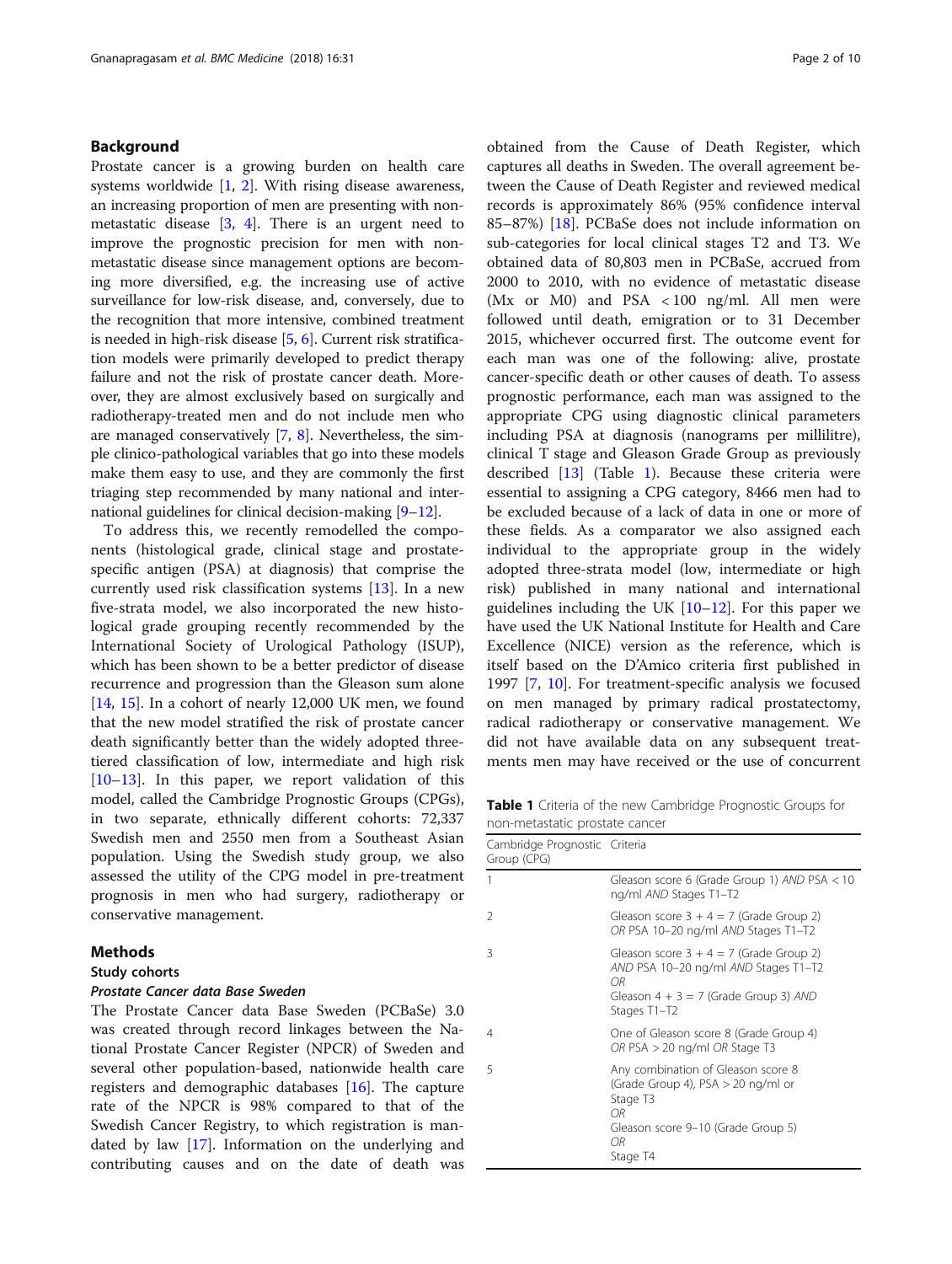## Background

Prostate cancer is a growing burden on health care systems worldwide [1, 2]. With rising disease awareness, an increasing proportion of men are presenting with non-metastatic disease [3, 4]. There is an urgent need to improve the prognostic precision for men with non-metastatic disease since management options are becoming more diversified, e.g. the increasing use of active surveillance for low-risk disease, and, conversely, due to the recognition that more intensive, combined treatment is needed in high-risk disease [5, 6]. Current risk stratification models were primarily developed to predict therapy failure and not the risk of prostate cancer death. Moreover, they are almost exclusively based on surgically and radiotherapy-treated men and do not include men who are managed conservatively [7, 8]. Nevertheless, the simple clinico-pathological variables that go into these models make them easy to use, and they are commonly the first triaging step recommended by many national and international guidelines for clinical decision-making [9–12].

To address this, we recently remodelled the components (histological grade, clinical stage and prostate-specific antigen (PSA) at diagnosis) that comprise the currently used risk classification systems [13]. In a new five-strata model, we also incorporated the new histological grade grouping recently recommended by the International Society of Urological Pathology (ISUP), which has been shown to be a better predictor of disease recurrence and progression than the Gleason sum alone [14, 15]. In a cohort of nearly 12,000 UK men, we found that the new model stratified the risk of prostate cancer death significantly better than the widely adopted three-tiered classification of low, intermediate and high risk [10–13]. In this paper, we report validation of this model, called the Cambridge Prognostic Groups (CPGs), in two separate, ethnically different cohorts: 72,337 Swedish men and 2550 men from a Southeast Asian population. Using the Swedish study group, we also assessed the utility of the CPG model in pre-treatment prognosis in men who had surgery, radiotherapy or conservative management.

## Methods

### Study cohorts

#### *Prostate Cancer data Base Sweden*

The Prostate Cancer data Base Sweden (PCBaSe) 3.0 was created through record linkages between the National Prostate Cancer Register (NPCR) of Sweden and several other population-based, nationwide health care registers and demographic databases [16]. The capture rate of the NPCR is 98% compared to that of the Swedish Cancer Registry, to which registration is mandated by law [17]. Information on the underlying and contributing causes and on the date of death was obtained from the Cause of Death Register, which captures all deaths in Sweden. The overall agreement between the Cause of Death Register and reviewed medical records is approximately 86% (95% confidence interval 85–87%) [18]. PCBaSe does not include information on sub-categories for local clinical stages T2 and T3. We obtained data of 80,803 men in PCBaSe, accrued from 2000 to 2010, with no evidence of metastatic disease (Mx or M0) and PSA < 100 ng/ml. All men were followed until death, emigration or to 31 December 2015, whichever occurred first. The outcome event for each man was one of the following: alive, prostate cancer-specific death or other causes of death. To assess prognostic performance, each man was assigned to the appropriate CPG using diagnostic clinical parameters including PSA at diagnosis (nanograms per millilitre), clinical T stage and Gleason Grade Group as previously described [13] (Table 1). Because these criteria were essential to assigning a CPG category, 8466 men had to be excluded because of a lack of data in one or more of these fields. As a comparator we also assigned each individual to the appropriate group in the widely adopted three-strata model (low, intermediate or high risk) published in many national and international guidelines including the UK [10–12]. For this paper we have used the UK National Institute for Health and Care Excellence (NICE) version as the reference, which is itself based on the D'Amico criteria first published in 1997 [7, 10]. For treatment-specific analysis we focused on men managed by primary radical prostatectomy, radical radiotherapy or conservative management. We did not have available data on any subsequent treatments men may have received or the use of concurrent

**Table 1** Criteria of the new Cambridge Prognostic Groups for non-metastatic prostate cancer

| Cambridge Prognostic Group (CPG) | Criteria |
|---|---|
| 1 | Gleason score 6 (Grade Group 1) *AND* PSA < 10 ng/ml *AND* Stages T1–T2 |
| 2 | Gleason score 3 + 4 = 7 (Grade Group 2) *OR* PSA 10–20 ng/ml *AND* Stages T1–T2 |
| 3 | Gleason score 3 + 4 = 7 (Grade Group 2) *AND* PSA 10–20 ng/ml *AND* Stages T1–T2 *OR* Gleason 4 + 3 = 7 (Grade Group 3) *AND* Stages T1–T2 |
| 4 | One of Gleason score 8 (Grade Group 4) *OR* PSA > 20 ng/ml *OR* Stage T3 |
| 5 | Any combination of Gleason score 8 (Grade Group 4), PSA > 20 ng/ml or Stage T3 *OR* Gleason score 9–10 (Grade Group 5) *OR* Stage T4 |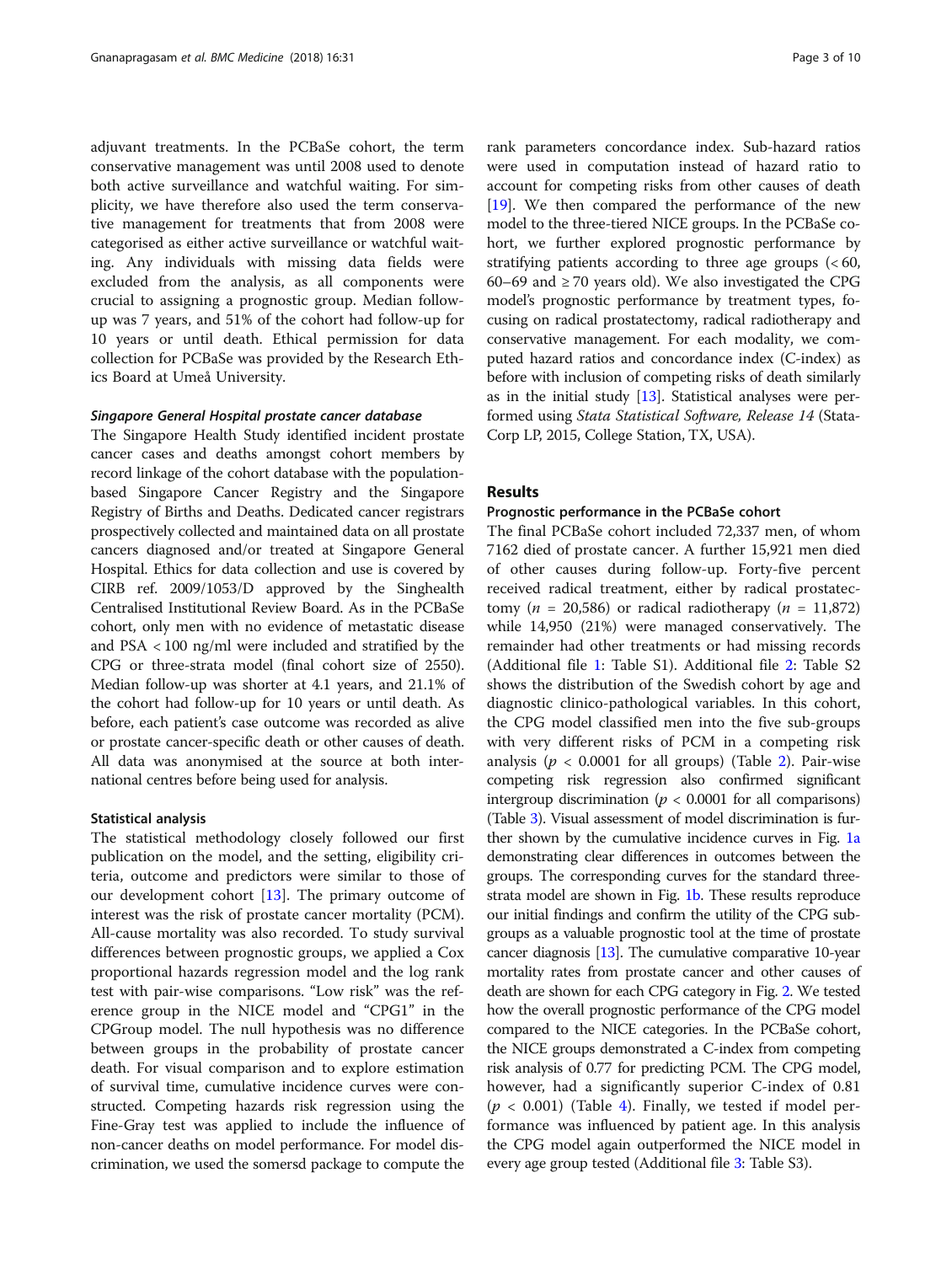adjuvant treatments. In the PCBaSe cohort, the term conservative management was until 2008 used to denote both active surveillance and watchful waiting. For simplicity, we have therefore also used the term conservative management for treatments that from 2008 were categorised as either active surveillance or watchful waiting. Any individuals with missing data fields were excluded from the analysis, as all components were crucial to assigning a prognostic group. Median follow-up was 7 years, and 51% of the cohort had follow-up for 10 years or until death. Ethical permission for data collection for PCBaSe was provided by the Research Ethics Board at Umeå University.

#### *Singapore General Hospital prostate cancer database*

The Singapore Health Study identified incident prostate cancer cases and deaths amongst cohort members by record linkage of the cohort database with the population-based Singapore Cancer Registry and the Singapore Registry of Births and Deaths. Dedicated cancer registrars prospectively collected and maintained data on all prostate cancers diagnosed and/or treated at Singapore General Hospital. Ethics for data collection and use is covered by CIRB ref. 2009/1053/D approved by the Singhealth Centralised Institutional Review Board. As in the PCBaSe cohort, only men with no evidence of metastatic disease and PSA < 100 ng/ml were included and stratified by the CPG or three-strata model (final cohort size of 2550). Median follow-up was shorter at 4.1 years, and 21.1% of the cohort had follow-up for 10 years or until death. As before, each patient's case outcome was recorded as alive or prostate cancer-specific death or other causes of death. All data was anonymised at the source at both international centres before being used for analysis.

### Statistical analysis

The statistical methodology closely followed our first publication on the model, and the setting, eligibility criteria, outcome and predictors were similar to those of our development cohort [13]. The primary outcome of interest was the risk of prostate cancer mortality (PCM). All-cause mortality was also recorded. To study survival differences between prognostic groups, we applied a Cox proportional hazards regression model and the log rank test with pair-wise comparisons. "Low risk" was the reference group in the NICE model and "CPG1" in the CPGroup model. The null hypothesis was no difference between groups in the probability of prostate cancer death. For visual comparison and to explore estimation of survival time, cumulative incidence curves were constructed. Competing hazards risk regression using the Fine-Gray test was applied to include the influence of non-cancer deaths on model performance. For model discrimination, we used the somersd package to compute the rank parameters concordance index. Sub-hazard ratios were used in computation instead of hazard ratio to account for competing risks from other causes of death [19]. We then compared the performance of the new model to the three-tiered NICE groups. In the PCBaSe cohort, we further explored prognostic performance by stratifying patients according to three age groups (< 60, 60–69 and ≥ 70 years old). We also investigated the CPG model's prognostic performance by treatment types, focusing on radical prostatectomy, radical radiotherapy and conservative management. For each modality, we computed hazard ratios and concordance index (C-index) as before with inclusion of competing risks of death similarly as in the initial study [13]. Statistical analyses were performed using *Stata Statistical Software, Release 14* (StataCorp LP, 2015, College Station, TX, USA).

## Results

### Prognostic performance in the PCBaSe cohort

The final PCBaSe cohort included 72,337 men, of whom 7162 died of prostate cancer. A further 15,921 men died of other causes during follow-up. Forty-five percent received radical treatment, either by radical prostatectomy ($n$ = 20,586) or radical radiotherapy ($n$ = 11,872) while 14,950 (21%) were managed conservatively. The remainder had other treatments or had missing records (Additional file 1: Table S1). Additional file 2: Table S2 shows the distribution of the Swedish cohort by age and diagnostic clinico-pathological variables. In this cohort, the CPG model classified men into the five sub-groups with very different risks of PCM in a competing risk analysis ($p$ < 0.0001 for all groups) (Table 2). Pair-wise competing risk regression also confirmed significant intergroup discrimination ($p$ < 0.0001 for all comparisons) (Table 3). Visual assessment of model discrimination is further shown by the cumulative incidence curves in Fig. 1a demonstrating clear differences in outcomes between the groups. The corresponding curves for the standard three-strata model are shown in Fig. 1b. These results reproduce our initial findings and confirm the utility of the CPG sub-groups as a valuable prognostic tool at the time of prostate cancer diagnosis [13]. The cumulative comparative 10-year mortality rates from prostate cancer and other causes of death are shown for each CPG category in Fig. 2. We tested how the overall prognostic performance of the CPG model compared to the NICE categories. In the PCBaSe cohort, the NICE groups demonstrated a C-index from competing risk analysis of 0.77 for predicting PCM. The CPG model, however, had a significantly superior C-index of 0.81 ($p$ < 0.001) (Table 4). Finally, we tested if model performance was influenced by patient age. In this analysis the CPG model again outperformed the NICE model in every age group tested (Additional file 3: Table S3).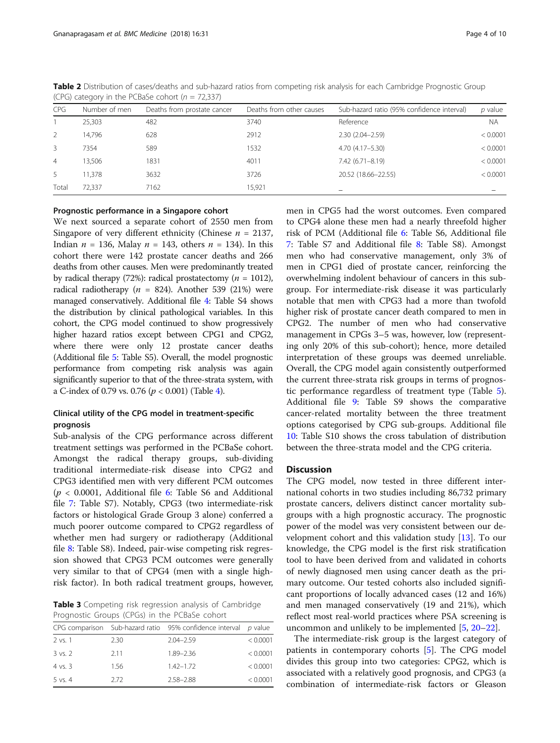**Table 2** Distribution of cases/deaths and sub-hazard ratios from competing risk analysis for each Cambridge Prognostic Group (CPG) category in the PCBaSe cohort ($n$ = 72,337)

| CPG | Number of men | Deaths from prostate cancer | Deaths from other causes | Sub-hazard ratio (95% confidence interval) | $p$ value |
|---|---|---|---|---|---|
| 1 | 25,303 | 482 | 3740 | Reference | NA |
| 2 | 14,796 | 628 | 2912 | 2.30 (2.04–2.59) | < 0.0001 |
| 3 | 7354 | 589 | 1532 | 4.70 (4.17–5.30) | < 0.0001 |
| 4 | 13,506 | 1831 | 4011 | 7.42 (6.71–8.19) | < 0.0001 |
| 5 | 11,378 | 3632 | 3726 | 20.52 (18.66–22.55) | < 0.0001 |
| Total | 72,337 | 7162 | 15,921 | – | – |

#### Prognostic performance in a Singapore cohort

We next sourced a separate cohort of 2550 men from Singapore of very different ethnicity (Chinese $n$ = 2137, Indian $n$ = 136, Malay $n$ = 143, others $n$ = 134). In this cohort there were 142 prostate cancer deaths and 266 deaths from other causes. Men were predominantly treated by radical therapy (72%): radical prostatectomy ($n$ = 1012), radical radiotherapy ($n$ = 824). Another 539 (21%) were managed conservatively. Additional file 4: Table S4 shows the distribution by clinical pathological variables. In this cohort, the CPG model continued to show progressively higher hazard ratios except between CPG1 and CPG2, where there were only 12 prostate cancer deaths (Additional file 5: Table S5). Overall, the model prognostic performance from competing risk analysis was again significantly superior to that of the three-strata system, with a C-index of 0.79 vs. 0.76 ($p$ < 0.001) (Table 4).

#### Clinical utility of the CPG model in treatment-specific prognosis

Sub-analysis of the CPG performance across different treatment settings was performed in the PCBaSe cohort. Amongst the radical therapy groups, sub-dividing traditional intermediate-risk disease into CPG2 and CPG3 identified men with very different PCM outcomes ($p$ < 0.0001, Additional file 6: Table S6 and Additional file 7: Table S7). Notably, CPG3 (two intermediate-risk factors or histological Grade Group 3 alone) conferred a much poorer outcome compared to CPG2 regardless of whether men had surgery or radiotherapy (Additional file 8: Table S8). Indeed, pair-wise competing risk regression showed that CPG3 PCM outcomes were generally very similar to that of CPG4 (men with a single high-risk factor). In both radical treatment groups, however, men in CPG5 had the worst outcomes. Even compared to CPG4 alone these men had a nearly threefold higher risk of PCM (Additional file 6: Table S6, Additional file 7: Table S7 and Additional file 8: Table S8). Amongst men who had conservative management, only 3% of men in CPG1 died of prostate cancer, reinforcing the overwhelming indolent behaviour of cancers in this sub-group. For intermediate-risk disease it was particularly notable that men with CPG3 had a more than twofold higher risk of prostate cancer death compared to men in CPG2. The number of men who had conservative management in CPGs 3–5 was, however, low (representing only 20% of this sub-cohort); hence, more detailed interpretation of these groups was deemed unreliable. Overall, the CPG model again consistently outperformed the current three-strata risk groups in terms of prognostic performance regardless of treatment type (Table 5). Additional file 9: Table S9 shows the comparative cancer-related mortality between the three treatment options categorised by CPG sub-groups. Additional file 10: Table S10 shows the cross tabulation of distribution between the three-strata model and the CPG criteria.

**Table 3** Competing risk regression analysis of Cambridge Prognostic Groups (CPGs) in the PCBaSe cohort

| CPG comparison | Sub-hazard ratio | 95% confidence interval | $p$ value |
|---|---|---|---|
| 2 vs. 1 | 2.30 | 2.04–2.59 | < 0.0001 |
| 3 vs. 2 | 2.11 | 1.89–2.36 | < 0.0001 |
| 4 vs. 3 | 1.56 | 1.42–1.72 | < 0.0001 |
| 5 vs. 4 | 2.72 | 2.58–2.88 | < 0.0001 |

## Discussion

The CPG model, now tested in three different international cohorts in two studies including 86,732 primary prostate cancers, delivers distinct cancer mortality sub-groups with a high prognostic accuracy. The prognostic power of the model was very consistent between our development cohort and this validation study [13]. To our knowledge, the CPG model is the first risk stratification tool to have been derived from and validated in cohorts of newly diagnosed men using cancer death as the primary outcome. Our tested cohorts also included significant proportions of locally advanced cases (12 and 16%) and men managed conservatively (19 and 21%), which reflect most real-world practices where PSA screening is uncommon and unlikely to be implemented [5, 20–22].

The intermediate-risk group is the largest category of patients in contemporary cohorts [5]. The CPG model divides this group into two categories: CPG2, which is associated with a relatively good prognosis, and CPG3 (a combination of intermediate-risk factors or Gleason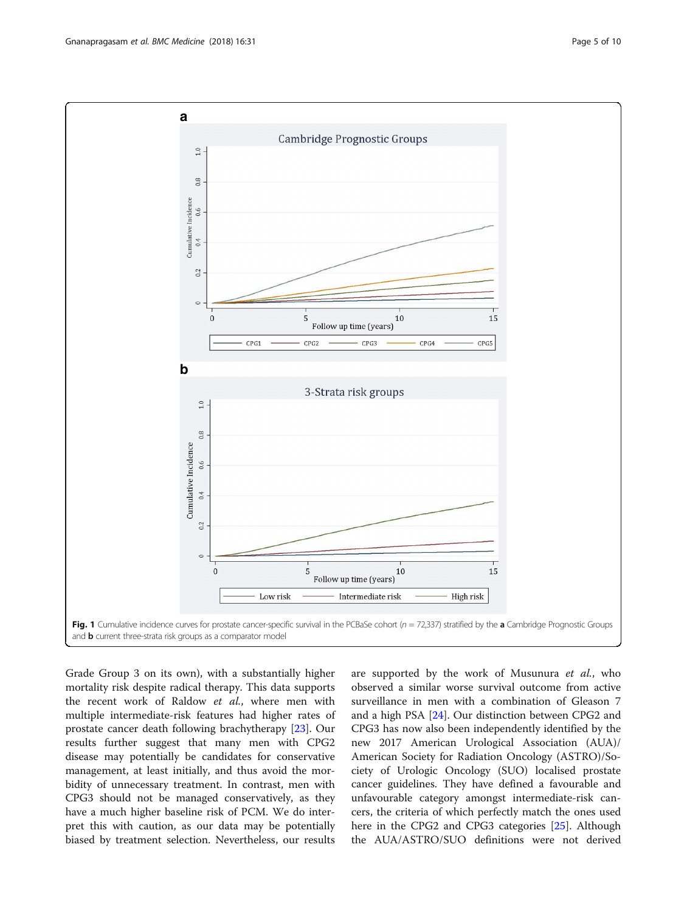Fig. 1 Cumulative incidence curves for prostate cancer-specific survival in the PCBaSe cohort ($n$ = 72,337) stratified by the **a** Cambridge Prognostic Groups and **b** current three-strata risk groups as a comparator model

Grade Group 3 on its own), with a substantially higher mortality risk despite radical therapy. This data supports the recent work of Raldow *et al.*, where men with multiple intermediate-risk features had higher rates of prostate cancer death following brachytherapy [23]. Our results further suggest that many men with CPG2 disease may potentially be candidates for conservative management, at least initially, and thus avoid the morbidity of unnecessary treatment. In contrast, men with CPG3 should not be managed conservatively, as they have a much higher baseline risk of PCM. We do interpret this with caution, as our data may be potentially biased by treatment selection. Nevertheless, our results are supported by the work of Musunura *et al.*, who observed a similar worse survival outcome from active surveillance in men with a combination of Gleason 7 and a high PSA [24]. Our distinction between CPG2 and CPG3 has now also been independently identified by the new 2017 American Urological Association (AUA)/ American Society for Radiation Oncology (ASTRO)/Society of Urologic Oncology (SUO) localised prostate cancer guidelines. They have defined a favourable and unfavourable category amongst intermediate-risk cancers, the criteria of which perfectly match the ones used here in the CPG2 and CPG3 categories [25]. Although the AUA/ASTRO/SUO definitions were not derived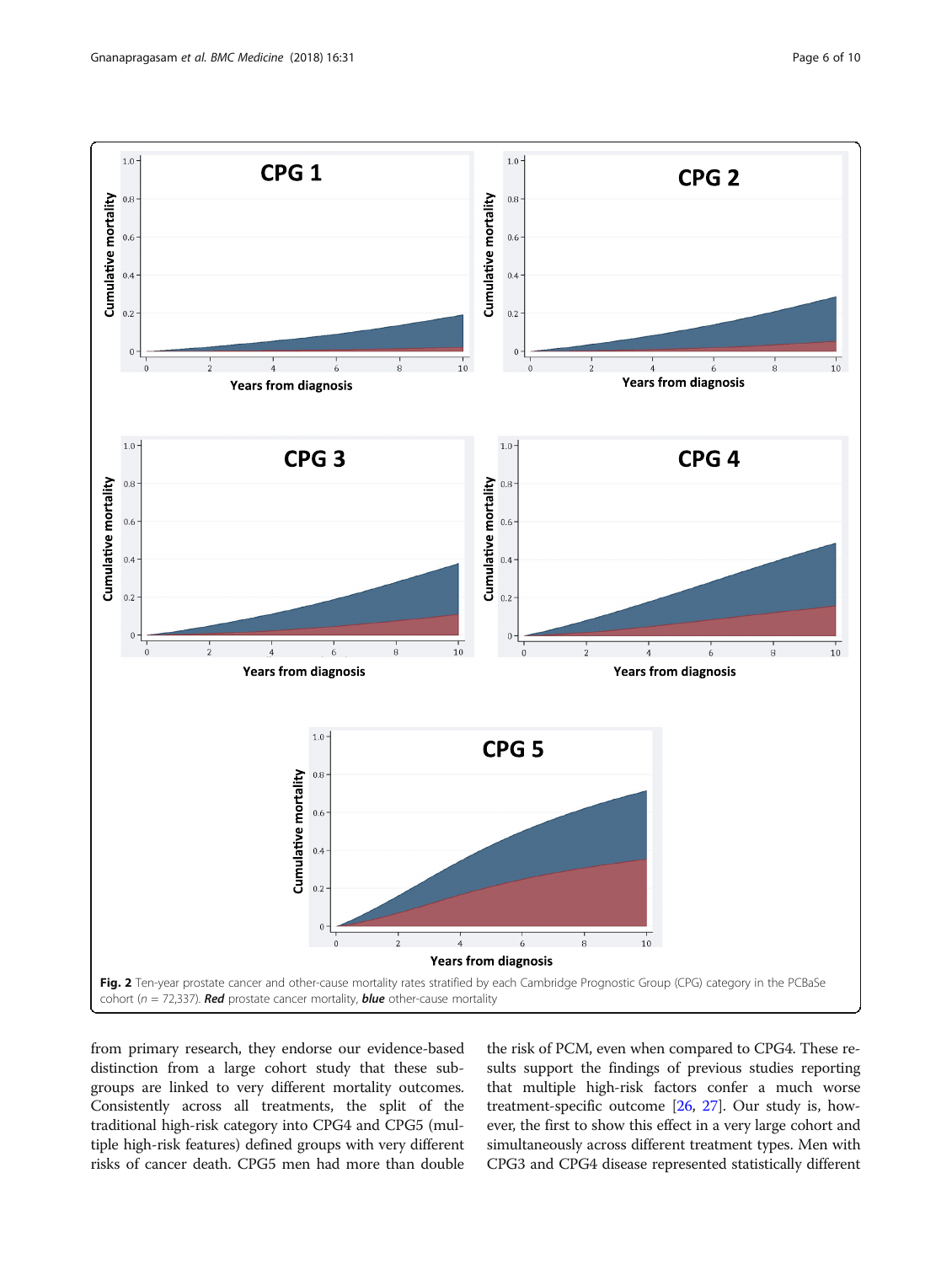Fig. 2 Ten-year prostate cancer and other-cause mortality rates stratified by each Cambridge Prognostic Group (CPG) category in the PCBaSe cohort ($n$ = 72,337). ***Red*** prostate cancer mortality, ***blue*** other-cause mortality

from primary research, they endorse our evidence-based distinction from a large cohort study that these sub-groups are linked to very different mortality outcomes. Consistently across all treatments, the split of the traditional high-risk category into CPG4 and CPG5 (multiple high-risk features) defined groups with very different risks of cancer death. CPG5 men had more than double the risk of PCM, even when compared to CPG4. These results support the findings of previous studies reporting that multiple high-risk factors confer a much worse treatment-specific outcome [26, 27]. Our study is, however, the first to show this effect in a very large cohort and simultaneously across different treatment types. Men with CPG3 and CPG4 disease represented statistically different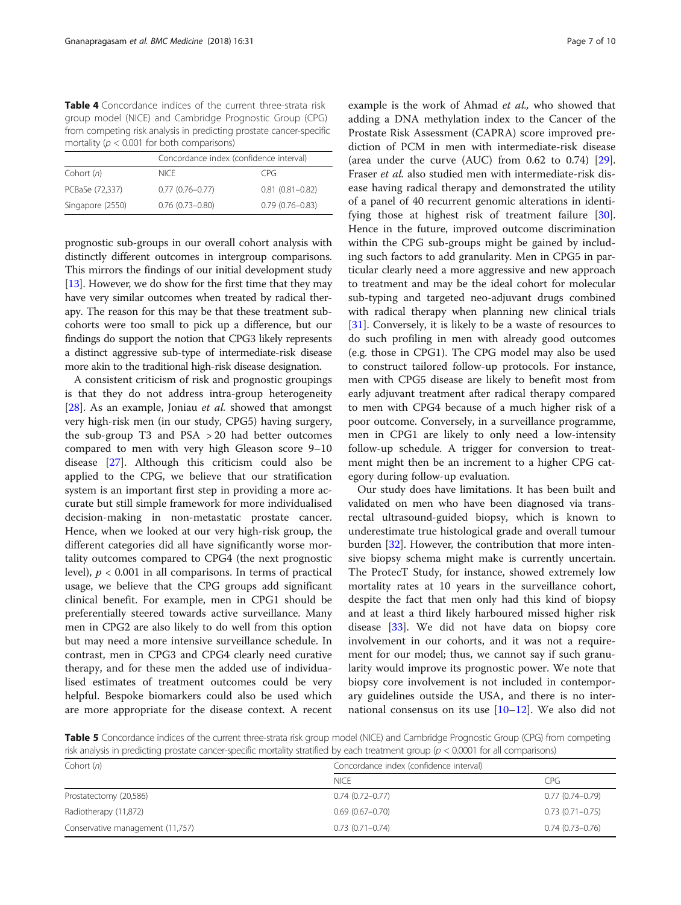**Table 4** Concordance indices of the current three-strata risk group model (NICE) and Cambridge Prognostic Group (CPG) from competing risk analysis in predicting prostate cancer-specific mortality ($p < 0.001$ for both comparisons)

| Cohort (*n*) | Concordance index (confidence interval) | |
|---|---|---|
| | NICE | CPG |
| PCBaSe (72,337) | 0.77 (0.76–0.77) | 0.81 (0.81–0.82) |
| Singapore (2550) | 0.76 (0.73–0.80) | 0.79 (0.76–0.83) |

prognostic sub-groups in our overall cohort analysis with distinctly different outcomes in intergroup comparisons. This mirrors the findings of our initial development study [13]. However, we do show for the first time that they may have very similar outcomes when treated by radical therapy. The reason for this may be that these treatment sub-cohorts were too small to pick up a difference, but our findings do support the notion that CPG3 likely represents a distinct aggressive sub-type of intermediate-risk disease more akin to the traditional high-risk disease designation.

A consistent criticism of risk and prognostic groupings is that they do not address intra-group heterogeneity [28]. As an example, Joniau *et al.* showed that amongst very high-risk men (in our study, CPG5) having surgery, the sub-group T3 and PSA > 20 had better outcomes compared to men with very high Gleason score 9–10 disease [27]. Although this criticism could also be applied to the CPG, we believe that our stratification system is an important first step in providing a more accurate but still simple framework for more individualised decision-making in non-metastatic prostate cancer. Hence, when we looked at our very high-risk group, the different categories did all have significantly worse mortality outcomes compared to CPG4 (the next prognostic level), $p < 0.001$ in all comparisons. In terms of practical usage, we believe that the CPG groups add significant clinical benefit. For example, men in CPG1 should be preferentially steered towards active surveillance. Many men in CPG2 are also likely to do well from this option but may need a more intensive surveillance schedule. In contrast, men in CPG3 and CPG4 clearly need curative therapy, and for these men the added use of individualised estimates of treatment outcomes could be very helpful. Bespoke biomarkers could also be used which are more appropriate for the disease context. A recent example is the work of Ahmad *et al.*, who showed that adding a DNA methylation index to the Cancer of the Prostate Risk Assessment (CAPRA) score improved prediction of PCM in men with intermediate-risk disease (area under the curve (AUC) from 0.62 to 0.74) [29]. Fraser *et al.* also studied men with intermediate-risk disease having radical therapy and demonstrated the utility of a panel of 40 recurrent genomic alterations in identifying those at highest risk of treatment failure [30]. Hence in the future, improved outcome discrimination within the CPG sub-groups might be gained by including such factors to add granularity. Men in CPG5 in particular clearly need a more aggressive and new approach to treatment and may be the ideal cohort for molecular sub-typing and targeted neo-adjuvant drugs combined with radical therapy when planning new clinical trials [31]. Conversely, it is likely to be a waste of resources to do such profiling in men with already good outcomes (e.g. those in CPG1). The CPG model may also be used to construct tailored follow-up protocols. For instance, men with CPG5 disease are likely to benefit most from early adjuvant treatment after radical therapy compared to men with CPG4 because of a much higher risk of a poor outcome. Conversely, in a surveillance programme, men in CPG1 are likely to only need a low-intensity follow-up schedule. A trigger for conversion to treatment might then be an increment to a higher CPG category during follow-up evaluation.

Our study does have limitations. It has been built and validated on men who have been diagnosed via transrectal ultrasound-guided biopsy, which is known to underestimate true histological grade and overall tumour burden [32]. However, the contribution that more intensive biopsy schema might make is currently uncertain. The ProtecT Study, for instance, showed extremely low mortality rates at 10 years in the surveillance cohort, despite the fact that men only had this kind of biopsy and at least a third likely harboured missed higher risk disease [33]. We did not have data on biopsy core involvement in our cohorts, and it was not a requirement for our model; thus, we cannot say if such granularity would improve its prognostic power. We note that biopsy core involvement is not included in contemporary guidelines outside the USA, and there is no international consensus on its use [10–12]. We also did not

**Table 5** Concordance indices of the current three-strata risk group model (NICE) and Cambridge Prognostic Group (CPG) from competing risk analysis in predicting prostate cancer-specific mortality stratified by each treatment group ($p < 0.0001$ for all comparisons)

| Cohort (*n*) | Concordance index (confidence interval) | |
|---|---|---|
| | NICE | CPG |
| Prostatectomy (20,586) | 0.74 (0.72–0.77) | 0.77 (0.74–0.79) |
| Radiotherapy (11,872) | 0.69 (0.67–0.70) | 0.73 (0.71–0.75) |
| Conservative management (11,757) | 0.73 (0.71–0.74) | 0.74 (0.73–0.76) |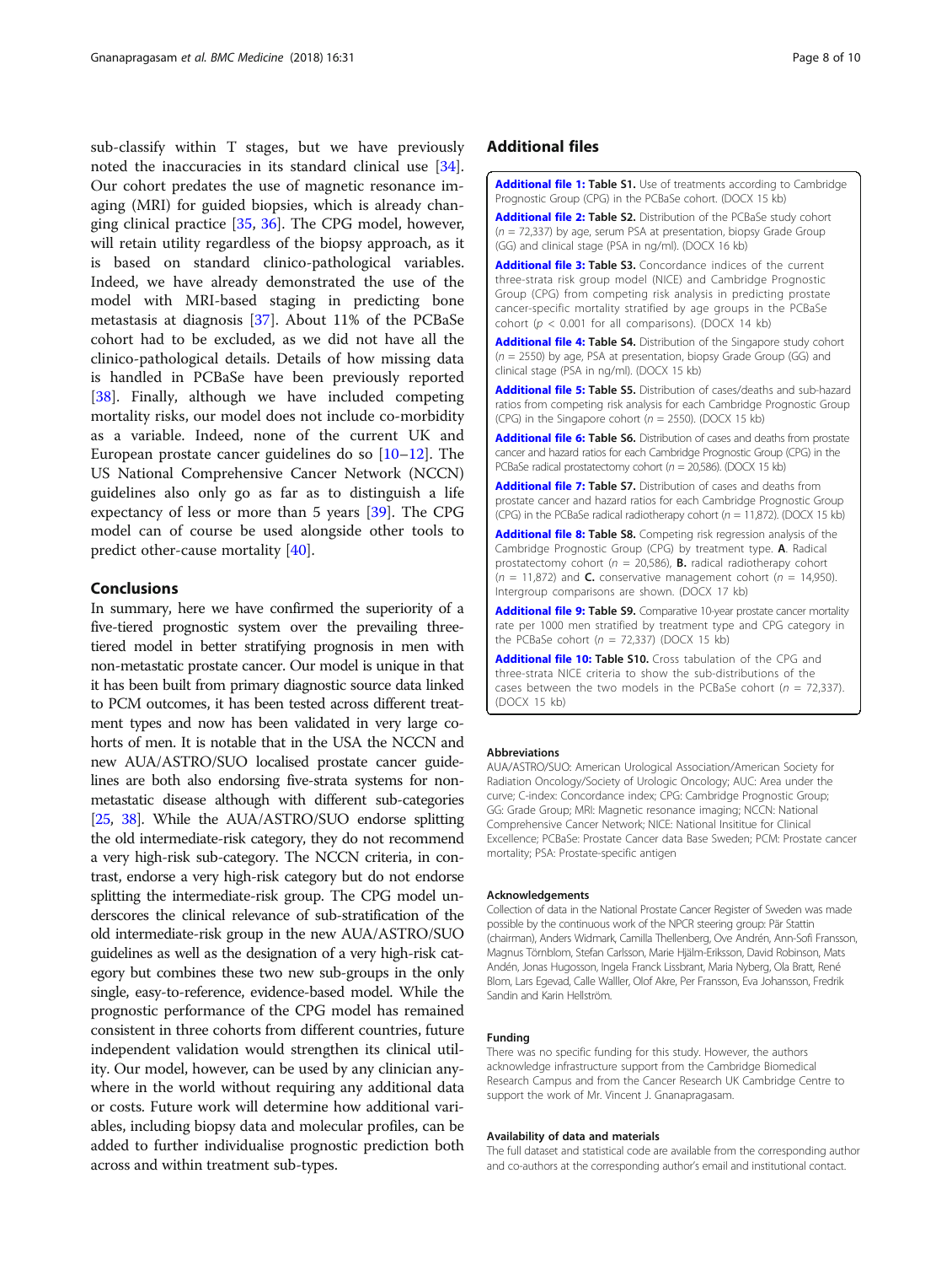sub-classify within T stages, but we have previously noted the inaccuracies in its standard clinical use [34]. Our cohort predates the use of magnetic resonance imaging (MRI) for guided biopsies, which is already changing clinical practice [35, 36]. The CPG model, however, will retain utility regardless of the biopsy approach, as it is based on standard clinico-pathological variables. Indeed, we have already demonstrated the use of the model with MRI-based staging in predicting bone metastasis at diagnosis [37]. About 11% of the PCBaSe cohort had to be excluded, as we did not have all the clinico-pathological details. Details of how missing data is handled in PCBaSe have been previously reported [38]. Finally, although we have included competing mortality risks, our model does not include co-morbidity as a variable. Indeed, none of the current UK and European prostate cancer guidelines do so [10–12]. The US National Comprehensive Cancer Network (NCCN) guidelines also only go as far as to distinguish a life expectancy of less or more than 5 years [39]. The CPG model can of course be used alongside other tools to predict other-cause mortality [40].

## Conclusions

In summary, here we have confirmed the superiority of a five-tiered prognostic system over the prevailing three-tiered model in better stratifying prognosis in men with non-metastatic prostate cancer. Our model is unique in that it has been built from primary diagnostic source data linked to PCM outcomes, it has been tested across different treatment types and now has been validated in very large cohorts of men. It is notable that in the USA the NCCN and new AUA/ASTRO/SUO localised prostate cancer guidelines are both also endorsing five-strata systems for non-metastatic disease although with different sub-categories [25, 38]. While the AUA/ASTRO/SUO endorse splitting the old intermediate-risk category, they do not recommend a very high-risk sub-category. The NCCN criteria, in contrast, endorse a very high-risk category but do not endorse splitting the intermediate-risk group. The CPG model underscores the clinical relevance of sub-stratification of the old intermediate-risk group in the new AUA/ASTRO/SUO guidelines as well as the designation of a very high-risk category but combines these two new sub-groups in the only single, easy-to-reference, evidence-based model. While the prognostic performance of the CPG model has remained consistent in three cohorts from different countries, future independent validation would strengthen its clinical utility. Our model, however, can be used by any clinician anywhere in the world without requiring any additional data or costs. Future work will determine how additional variables, including biopsy data and molecular profiles, can be added to further individualise prognostic prediction both across and within treatment sub-types.

## Additional files

**Additional file 1:** **Table S1.** Use of treatments according to Cambridge Prognostic Group (CPG) in the PCBaSe cohort. (DOCX 15 kb)

**Additional file 2:** **Table S2.** Distribution of the PCBaSe study cohort ($n$ = 72,337) by age, serum PSA at presentation, biopsy Grade Group (GG) and clinical stage (PSA in ng/ml). (DOCX 16 kb)

**Additional file 3:** **Table S3.** Concordance indices of the current three-strata risk group model (NICE) and Cambridge Prognostic Group (CPG) from competing risk analysis in predicting prostate cancer-specific mortality stratified by age groups in the PCBaSe cohort ($p < 0.001$ for all comparisons). (DOCX 14 kb)

**Additional file 4:** **Table S4.** Distribution of the Singapore study cohort ($n$ = 2550) by age, PSA at presentation, biopsy Grade Group (GG) and clinical stage (PSA in ng/ml). (DOCX 15 kb)

**Additional file 5:** **Table S5.** Distribution of cases/deaths and sub-hazard ratios from competing risk analysis for each Cambridge Prognostic Group (CPG) in the Singapore cohort ($n$ = 2550). (DOCX 15 kb)

**Additional file 6:** **Table S6.** Distribution of cases and deaths from prostate cancer and hazard ratios for each Cambridge Prognostic Group (CPG) in the PCBaSe radical prostatectomy cohort ($n$ = 20,586). (DOCX 15 kb)

**Additional file 7:** **Table S7.** Distribution of cases and deaths from prostate cancer and hazard ratios for each Cambridge Prognostic Group (CPG) in the PCBaSe radical radiotherapy cohort ($n$ = 11,872). (DOCX 15 kb)

**Additional file 8:** **Table S8.** Competing risk regression analysis of the Cambridge Prognostic Group (CPG) by treatment type. **A**. Radical prostatectomy cohort ($n$ = 20,586), **B.** radical radiotherapy cohort ($n$ = 11,872) and **C.** conservative management cohort ($n$ = 14,950). Intergroup comparisons are shown. (DOCX 17 kb)

**Additional file 9:** **Table S9.** Comparative 10-year prostate cancer mortality rate per 1000 men stratified by treatment type and CPG category in the PCBaSe cohort ($n$ = 72,337) (DOCX 15 kb)

**Additional file 10:** **Table S10.** Cross tabulation of the CPG and three-strata NICE criteria to show the sub-distributions of the cases between the two models in the PCBaSe cohort ($n$ = 72,337). (DOCX 15 kb)

#### Abbreviations

AUA/ASTRO/SUO: American Urological Association/American Society for Radiation Oncology/Society of Urologic Oncology; AUC: Area under the curve; C-index: Concordance index; CPG: Cambridge Prognostic Group; GG: Grade Group; MRI: Magnetic resonance imaging; NCCN: National Comprehensive Cancer Network; NICE: National Insititue for Clinical Excellence; PCBaSe: Prostate Cancer data Base Sweden; PCM: Prostate cancer mortality; PSA: Prostate-specific antigen

#### Acknowledgements

Collection of data in the National Prostate Cancer Register of Sweden was made possible by the continuous work of the NPCR steering group: Pär Stattin (chairman), Anders Widmark, Camilla Thellenberg, Ove Andrén, Ann-Sofi Fransson, Magnus Törnblom, Stefan Carlsson, Marie Hjälm-Eriksson, David Robinson, Mats Andén, Jonas Hugosson, Ingela Franck Lissbrant, Maria Nyberg, Ola Bratt, René Blom, Lars Egevad, Calle Walller, Olof Akre, Per Fransson, Eva Johansson, Fredrik Sandin and Karin Hellström.

#### Funding

There was no specific funding for this study. However, the authors acknowledge infrastructure support from the Cambridge Biomedical Research Campus and from the Cancer Research UK Cambridge Centre to support the work of Mr. Vincent J. Gnanapragasam.

#### Availability of data and materials

The full dataset and statistical code are available from the corresponding author and co-authors at the corresponding author's email and institutional contact.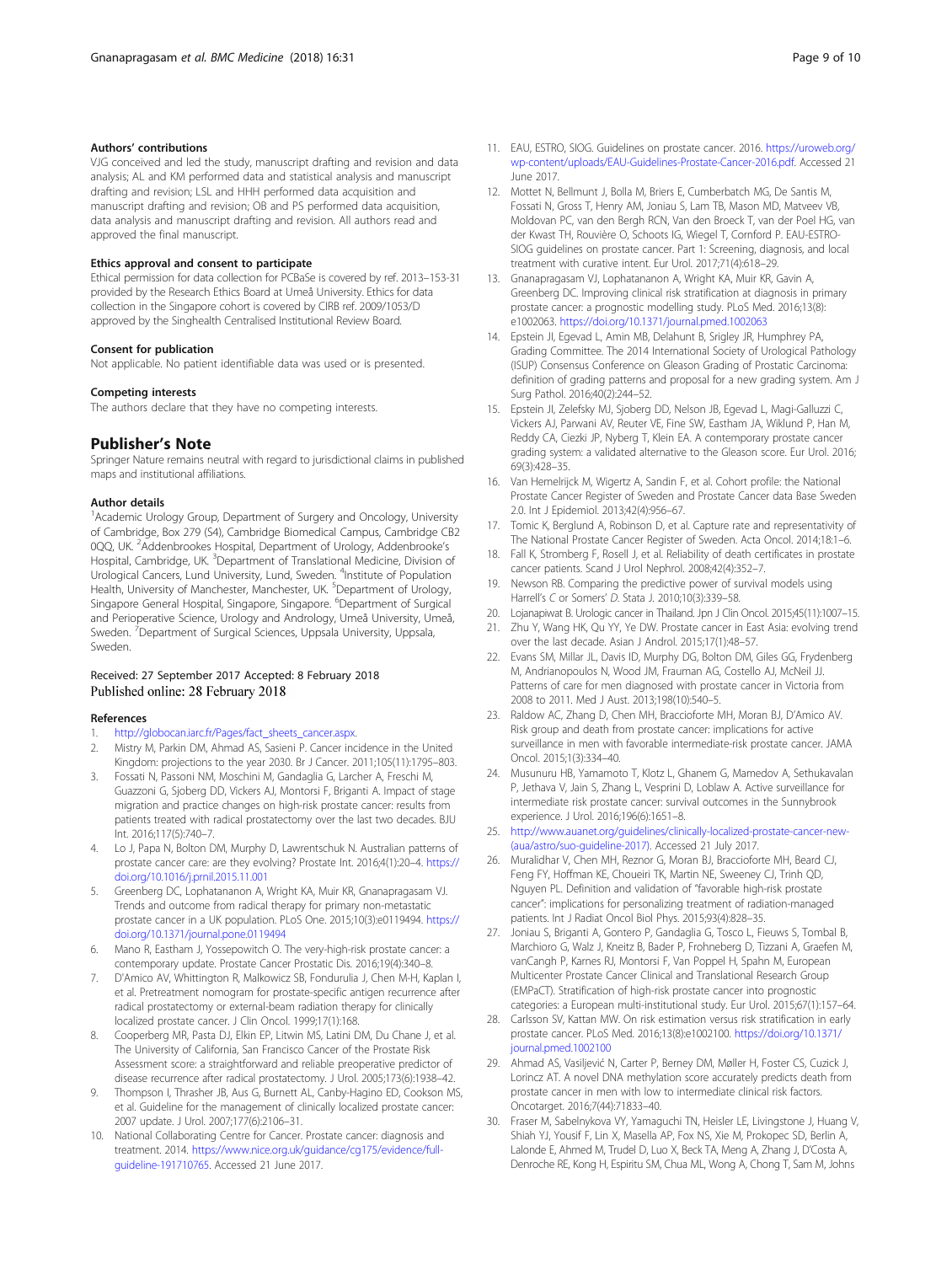### Authors' contributions

VJG conceived and led the study, manuscript drafting and revision and data analysis; AL and KM performed data and statistical analysis and manuscript drafting and revision; LSL and HHH performed data acquisition and manuscript drafting and revision; OB and PS performed data acquisition, data analysis and manuscript drafting and revision. All authors read and approved the final manuscript.

### Ethics approval and consent to participate

Ethical permission for data collection for PCBaSe is covered by ref. 2013–153-31 provided by the Research Ethics Board at Umeå University. Ethics for data collection in the Singapore cohort is covered by CIRB ref. 2009/1053/D approved by the Singhealth Centralised Institutional Review Board.

### Consent for publication

Not applicable. No patient identifiable data was used or is presented.

### Competing interests

The authors declare that they have no competing interests.

## Publisher's Note

Springer Nature remains neutral with regard to jurisdictional claims in published maps and institutional affiliations.

### Author details

[1]Academic Urology Group, Department of Surgery and Oncology, University of Cambridge, Box 279 (S4), Cambridge Biomedical Campus, Cambridge CB2 0QQ, UK. [2]Addenbrookes Hospital, Department of Urology, Addenbrooke's Hospital, Cambridge, UK. [3]Department of Translational Medicine, Division of Urological Cancers, Lund University, Lund, Sweden. [4]Institute of Population Health, University of Manchester, Manchester, UK. [5]Department of Urology, Singapore General Hospital, Singapore, Singapore. [6]Department of Surgical and Perioperative Science, Urology and Andrology, Umeå University, Umeå, Sweden. [7]Department of Surgical Sciences, Uppsala University, Uppsala, Sweden.

Received: 27 September 2017 Accepted: 8 February 2018
Published online: 28 February 2018

### References

1. http://globocan.iarc.fr/Pages/fact_sheets_cancer.aspx.
2. Mistry M, Parkin DM, Ahmad AS, Sasieni P. Cancer incidence in the United Kingdom: projections to the year 2030. Br J Cancer. 2011;105(11):1795–803.
3. Fossati N, Passoni NM, Moschini M, Gandaglia G, Larcher A, Freschi M, Guazzoni G, Sjoberg DD, Vickers AJ, Montorsi F, Briganti A. Impact of stage migration and practice changes on high-risk prostate cancer: results from patients treated with radical prostatectomy over the last two decades. BJU Int. 2016;117(5):740–7.
4. Lo J, Papa N, Bolton DM, Murphy D, Lawrentschuk N. Australian patterns of prostate cancer care: are they evolving? Prostate Int. 2016;4(1):20–4. https://doi.org/10.1016/j.prnil.2015.11.001
5. Greenberg DC, Lophatananon A, Wright KA, Muir KR, Gnanapragasam VJ. Trends and outcome from radical therapy for primary non-metastatic prostate cancer in a UK population. PLoS One. 2015;10(3):e0119494. https://doi.org/10.1371/journal.pone.0119494
6. Mano R, Eastham J, Yossepowitch O. The very-high-risk prostate cancer: a contemporary update. Prostate Cancer Prostatic Dis. 2016;19(4):340–8.
7. D'Amico AV, Whittington R, Malkowicz SB, Fondurulia J, Chen M-H, Kaplan I, et al. Pretreatment nomogram for prostate-specific antigen recurrence after radical prostatectomy or external-beam radiation therapy for clinically localized prostate cancer. J Clin Oncol. 1999;17(1):168.
8. Cooperberg MR, Pasta DJ, Elkin EP, Litwin MS, Latini DM, Du Chane J, et al. The University of California, San Francisco Cancer of the Prostate Risk Assessment score: a straightforward and reliable preoperative predictor of disease recurrence after radical prostatectomy. J Urol. 2005;173(6):1938–42.
9. Thompson I, Thrasher JB, Aus G, Burnett AL, Canby-Hagino ED, Cookson MS, et al. Guideline for the management of clinically localized prostate cancer: 2007 update. J Urol. 2007;177(6):2106–31.
10. National Collaborating Centre for Cancer. Prostate cancer: diagnosis and treatment. 2014. https://www.nice.org.uk/guidance/cg175/evidence/full-guideline-191710765. Accessed 21 June 2017.
11. EAU, ESTRO, SIOG. Guidelines on prostate cancer. 2016. https://uroweb.org/wp-content/uploads/EAU-Guidelines-Prostate-Cancer-2016.pdf. Accessed 21 June 2017.
12. Mottet N, Bellmunt J, Bolla M, Briers E, Cumberbatch MG, De Santis M, Fossati N, Gross T, Henry AM, Joniau S, Lam TB, Mason MD, Matveev VB, Moldovan PC, van den Bergh RCN, Van den Broeck T, van der Poel HG, van der Kwast TH, Rouvière O, Schoots IG, Wiegel T, Cornford P. EAU-ESTRO-SIOG guidelines on prostate cancer. Part 1: Screening, diagnosis, and local treatment with curative intent. Eur Urol. 2017;71(4):618–29.
13. Gnanapragasam VJ, Lophatananon A, Wright KA, Muir KR, Gavin A, Greenberg DC. Improving clinical risk stratification at diagnosis in primary prostate cancer: a prognostic modelling study. PLoS Med. 2016;13(8):e1002063. https://doi.org/10.1371/journal.pmed.1002063
14. Epstein JI, Egevad L, Amin MB, Delahunt B, Srigley JR, Humphrey PA, Grading Committee. The 2014 International Society of Urological Pathology (ISUP) Consensus Conference on Gleason Grading of Prostatic Carcinoma: definition of grading patterns and proposal for a new grading system. Am J Surg Pathol. 2016;40(2):244–52.
15. Epstein JI, Zelefsky MJ, Sjoberg DD, Nelson JB, Egevad L, Magi-Galluzzi C, Vickers AJ, Parwani AV, Reuter VE, Fine SW, Eastham JA, Wiklund P, Han M, Reddy CA, Ciezki JP, Nyberg T, Klein EA. A contemporary prostate cancer grading system: a validated alternative to the Gleason score. Eur Urol. 2016;69(3):428–35.
16. Van Hemelrijck M, Wigertz A, Sandin F, et al. Cohort profile: the National Prostate Cancer Register of Sweden and Prostate Cancer data Base Sweden 2.0. Int J Epidemiol. 2013;42(4):956–67.
17. Tomic K, Berglund A, Robinson D, et al. Capture rate and representativity of The National Prostate Cancer Register of Sweden. Acta Oncol. 2014;18:1–6.
18. Fall K, Stromberg F, Rosell J, et al. Reliability of death certificates in prostate cancer patients. Scand J Urol Nephrol. 2008;42(4):352–7.
19. Newson RB. Comparing the predictive power of survival models using Harrell's C or Somers' D. Stata J. 2010;10(3):339–58.
20. Lojanapiwat B. Urologic cancer in Thailand. Jpn J Clin Oncol. 2015;45(11):1007–15.
21. Zhu Y, Wang HK, Qu YY, Ye DW. Prostate cancer in East Asia: evolving trend over the last decade. Asian J Androl. 2015;17(1):48–57.
22. Evans SM, Millar JL, Davis ID, Murphy DG, Bolton DM, Giles GG, Frydenberg M, Andrianopoulos N, Wood JM, Frauman AG, Costello AJ, McNeil JJ. Patterns of care for men diagnosed with prostate cancer in Victoria from 2008 to 2011. Med J Aust. 2013;198(10):540–5.
23. Raldow AC, Zhang D, Chen MH, Braccioforte MH, Moran BJ, D'Amico AV. Risk group and death from prostate cancer: implications for active surveillance in men with favorable intermediate-risk prostate cancer. JAMA Oncol. 2015;1(3):334–40.
24. Musunuru HB, Yamamoto T, Klotz L, Ghanem G, Mamedov A, Sethukavalan P, Jethava V, Jain S, Zhang L, Vesprini D, Loblaw A. Active surveillance for intermediate risk prostate cancer: survival outcomes in the Sunnybrook experience. J Urol. 2016;196(6):1651–8.
25. http://www.auanet.org/guidelines/clinically-localized-prostate-cancer-new-(aua/astro/suo-guideline-2017). Accessed 21 July 2017.
26. Muralidhar V, Chen MH, Reznor G, Moran BJ, Braccioforte MH, Beard CJ, Feng FY, Hoffman KE, Choueiri TK, Martin NE, Sweeney CJ, Trinh QD, Nguyen PL. Definition and validation of "favorable high-risk prostate cancer": implications for personalizing treatment of radiation-managed patients. Int J Radiat Oncol Biol Phys. 2015;93(4):828–35.
27. Joniau S, Briganti A, Gontero P, Gandaglia G, Tosco L, Fieuws S, Tombal B, Marchioro G, Walz J, Kneitz B, Bader P, Frohneberg D, Tizzani A, Graefen M, vanCangh P, Karnes RJ, Montorsi F, Van Poppel H, Spahn M, European Multicenter Prostate Cancer Clinical and Translational Research Group (EMPaCT). Stratification of high-risk prostate cancer into prognostic categories: a European multi-institutional study. Eur Urol. 2015;67(1):157–64.
28. Carlsson SV, Kattan MW. On risk estimation versus risk stratification in early prostate cancer. PLoS Med. 2016;13(8):e1002100. https://doi.org/10.1371/journal.pmed.1002100
29. Ahmad AS, Vasiljević N, Carter P, Berney DM, Møller H, Foster CS, Cuzick J, Lorincz AT. A novel DNA methylation score accurately predicts death from prostate cancer in men with low to intermediate clinical risk factors. Oncotarget. 2016;7(44):71833–40.
30. Fraser M, Sabelnykova VY, Yamaguchi TN, Heisler LE, Livingstone J, Huang V, Shiah YJ, Yousif F, Lin X, Masella AP, Fox NS, Xie M, Prokopec SD, Berlin A, Lalonde E, Ahmed M, Trudel D, Luo X, Beck TA, Meng A, Zhang J, D'Costa A, Denroche RE, Kong H, Espiritu SM, Chua ML, Wong A, Chong T, Sam M, Johns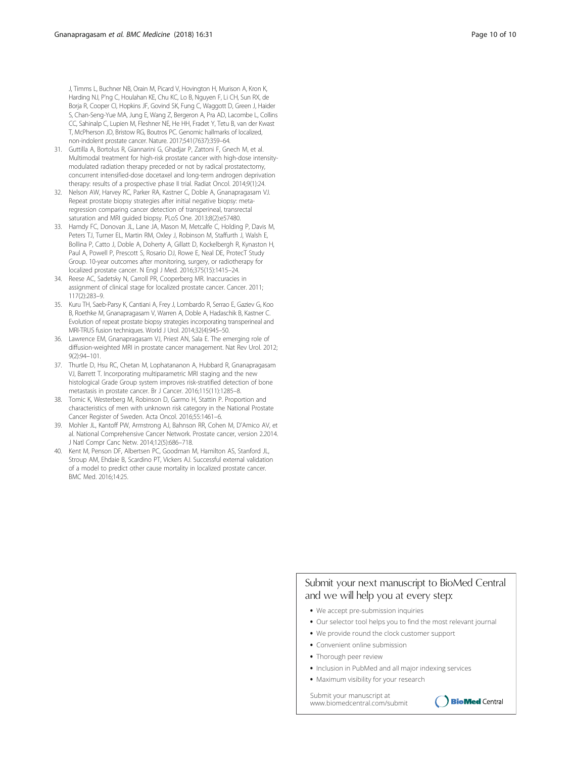J, Timms L, Buchner NB, Orain M, Picard V, Hovington H, Murison A, Kron K, Harding NJ, P'ng C, Houlahan KE, Chu KC, Lo B, Nguyen F, Li CH, Sun RX, de Borja R, Cooper CI, Hopkins JF, Govind SK, Fung C, Waggott D, Green J, Haider S, Chan-Seng-Yue MA, Jung E, Wang Z, Bergeron A, Pra AD, Lacombe L, Collins CC, Sahinalp C, Lupien M, Fleshner NE, He HH, Fradet Y, Tetu B, van der Kwast T, McPherson JD, Bristow RG, Boutros PC. Genomic hallmarks of localized, non-indolent prostate cancer. Nature. 2017;541(7637):359–64.

31. Guttilla A, Bortolus R, Giannarini G, Ghadjar P, Zattoni F, Gnech M, et al. Multimodal treatment for high-risk prostate cancer with high-dose intensity-modulated radiation therapy preceded or not by radical prostatectomy, concurrent intensified-dose docetaxel and long-term androgen deprivation therapy: results of a prospective phase II trial. Radiat Oncol. 2014;9(1):24.
32. Nelson AW, Harvey RC, Parker RA, Kastner C, Doble A, Gnanapragasam VJ. Repeat prostate biopsy strategies after initial negative biopsy: meta-regression comparing cancer detection of transperineal, transrectal saturation and MRI guided biopsy. PLoS One. 2013;8(2):e57480.
33. Hamdy FC, Donovan JL, Lane JA, Mason M, Metcalfe C, Holding P, Davis M, Peters TJ, Turner EL, Martin RM, Oxley J, Robinson M, Staffurth J, Walsh E, Bollina P, Catto J, Doble A, Doherty A, Gillatt D, Kockelbergh R, Kynaston H, Paul A, Powell P, Prescott S, Rosario DJ, Rowe E, Neal DE, ProtecT Study Group. 10-year outcomes after monitoring, surgery, or radiotherapy for localized prostate cancer. N Engl J Med. 2016;375(15):1415–24.
34. Reese AC, Sadetsky N, Carroll PR, Cooperberg MR. Inaccuracies in assignment of clinical stage for localized prostate cancer. Cancer. 2011; 117(2):283–9.
35. Kuru TH, Saeb-Parsy K, Cantiani A, Frey J, Lombardo R, Serrao E, Gaziev G, Koo B, Roethke M, Gnanapragasam V, Warren A, Doble A, Hadaschik B, Kastner C. Evolution of repeat prostate biopsy strategies incorporating transperineal and MRI-TRUS fusion techniques. World J Urol. 2014;32(4):945–50.
36. Lawrence EM, Gnanapragasam VJ, Priest AN, Sala E. The emerging role of diffusion-weighted MRI in prostate cancer management. Nat Rev Urol. 2012; 9(2):94–101.
37. Thurtle D, Hsu RC, Chetan M, Lophatananon A, Hubbard R, Gnanapragasam VJ, Barrett T. Incorporating multiparametric MRI staging and the new histological Grade Group system improves risk-stratified detection of bone metastasis in prostate cancer. Br J Cancer. 2016;115(11):1285–8.
38. Tomic K, Westerberg M, Robinson D, Garmo H, Stattin P. Proportion and characteristics of men with unknown risk category in the National Prostate Cancer Register of Sweden. Acta Oncol. 2016;55:1461–6.
39. Mohler JL, Kantoff PW, Armstrong AJ, Bahnson RR, Cohen M, D'Amico AV, et al. National Comprehensive Cancer Network. Prostate cancer, version 2.2014. J Natl Compr Canc Netw. 2014;12(5):686–718.
40. Kent M, Penson DF, Albertsen PC, Goodman M, Hamilton AS, Stanford JL, Stroup AM, Ehdaie B, Scardino PT, Vickers AJ. Successful external validation of a model to predict other cause mortality in localized prostate cancer. BMC Med. 2016;14:25.

Submit your next manuscript to BioMed Central and we will help you at every step:

- We accept pre-submission inquiries
- Our selector tool helps you to find the most relevant journal
- We provide round the clock customer support
- Convenient online submission
- Thorough peer review
- Inclusion in PubMed and all major indexing services
- Maximum visibility for your research

Submit your manuscript at www.biomedcentral.com/submit

BioMed Central